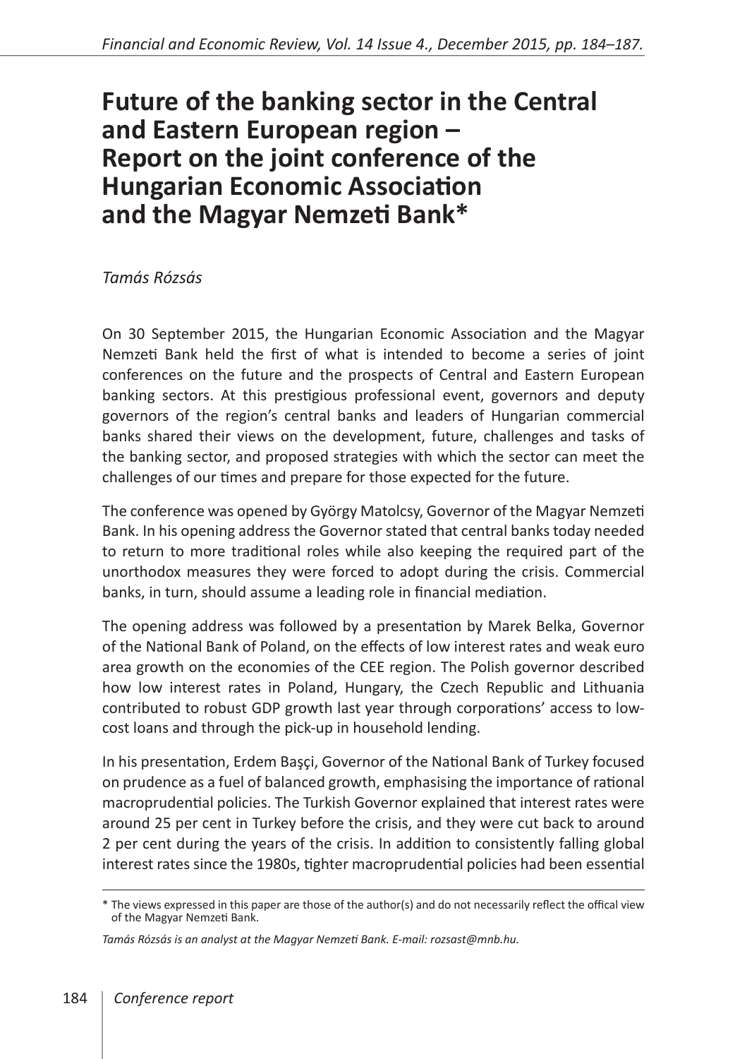# Future of the banking sector in the Central and Eastern European region – Report on the joint conference of the Hungarian Economic Association and the Magyar Nemzeti Bank*

*Tamás Rózsás*

On 30 September 2015, the Hungarian Economic Association and the Magyar Nemzeti Bank held the first of what is intended to become a series of joint conferences on the future and the prospects of Central and Eastern European banking sectors. At this prestigious professional event, governors and deputy governors of the region's central banks and leaders of Hungarian commercial banks shared their views on the development, future, challenges and tasks of the banking sector, and proposed strategies with which the sector can meet the challenges of our times and prepare for those expected for the future.

The conference was opened by György Matolcsy, Governor of the Magyar Nemzeti Bank. In his opening address the Governor stated that central banks today needed to return to more traditional roles while also keeping the required part of the unorthodox measures they were forced to adopt during the crisis. Commercial banks, in turn, should assume a leading role in financial mediation.

The opening address was followed by a presentation by Marek Belka, Governor of the National Bank of Poland, on the effects of low interest rates and weak euro area growth on the economies of the CEE region. The Polish governor described how low interest rates in Poland, Hungary, the Czech Republic and Lithuania contributed to robust GDP growth last year through corporations' access to low-cost loans and through the pick-up in household lending.

In his presentation, Erdem Başçi, Governor of the National Bank of Turkey focused on prudence as a fuel of balanced growth, emphasising the importance of rational macroprudential policies. The Turkish Governor explained that interest rates were around 25 per cent in Turkey before the crisis, and they were cut back to around 2 per cent during the years of the crisis. In addition to consistently falling global interest rates since the 1980s, tighter macroprudential policies had been essential

---

* The views expressed in this paper are those of the author(s) and do not necessarily reflect the offical view of the Magyar Nemzeti Bank.

*Tamás Rózsás is an analyst at the Magyar Nemzeti Bank. E-mail: rozsast@mnb.hu.*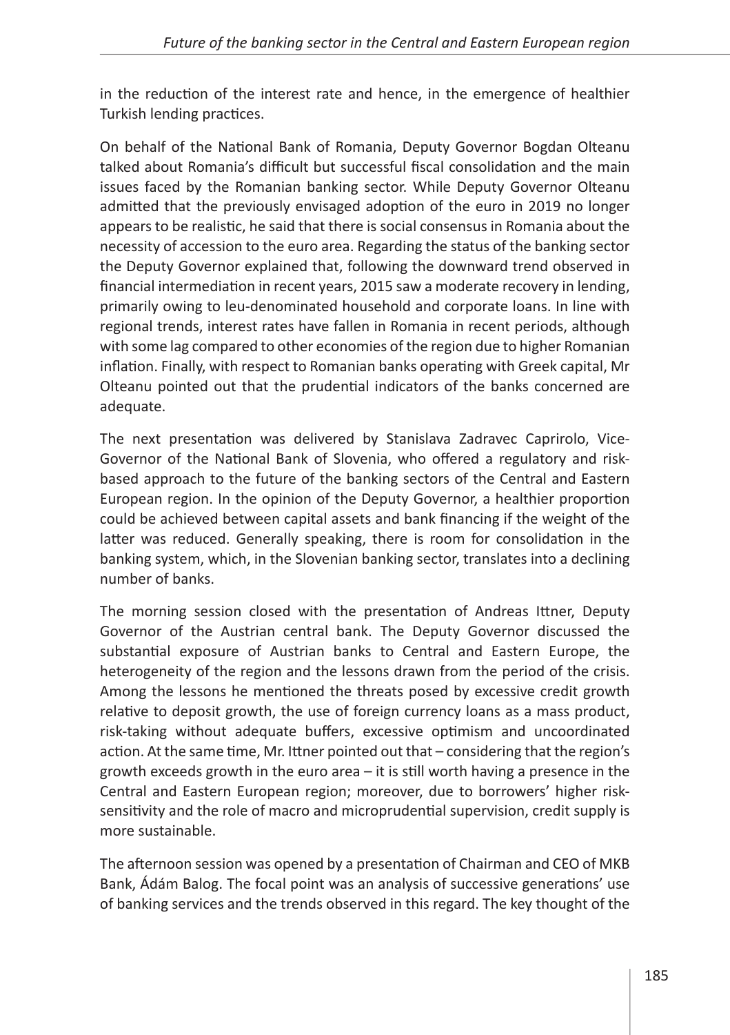in the reduction of the interest rate and hence, in the emergence of healthier Turkish lending practices.

On behalf of the National Bank of Romania, Deputy Governor Bogdan Olteanu talked about Romania's difficult but successful fiscal consolidation and the main issues faced by the Romanian banking sector. While Deputy Governor Olteanu admitted that the previously envisaged adoption of the euro in 2019 no longer appears to be realistic, he said that there is social consensus in Romania about the necessity of accession to the euro area. Regarding the status of the banking sector the Deputy Governor explained that, following the downward trend observed in financial intermediation in recent years, 2015 saw a moderate recovery in lending, primarily owing to leu-denominated household and corporate loans. In line with regional trends, interest rates have fallen in Romania in recent periods, although with some lag compared to other economies of the region due to higher Romanian inflation. Finally, with respect to Romanian banks operating with Greek capital, Mr Olteanu pointed out that the prudential indicators of the banks concerned are adequate.

The next presentation was delivered by Stanislava Zadravec Caprirolo, Vice-Governor of the National Bank of Slovenia, who offered a regulatory and risk-based approach to the future of the banking sectors of the Central and Eastern European region. In the opinion of the Deputy Governor, a healthier proportion could be achieved between capital assets and bank financing if the weight of the latter was reduced. Generally speaking, there is room for consolidation in the banking system, which, in the Slovenian banking sector, translates into a declining number of banks.

The morning session closed with the presentation of Andreas Ittner, Deputy Governor of the Austrian central bank. The Deputy Governor discussed the substantial exposure of Austrian banks to Central and Eastern Europe, the heterogeneity of the region and the lessons drawn from the period of the crisis. Among the lessons he mentioned the threats posed by excessive credit growth relative to deposit growth, the use of foreign currency loans as a mass product, risk-taking without adequate buffers, excessive optimism and uncoordinated action. At the same time, Mr. Ittner pointed out that – considering that the region's growth exceeds growth in the euro area – it is still worth having a presence in the Central and Eastern European region; moreover, due to borrowers' higher risk-sensitivity and the role of macro and microprudential supervision, credit supply is more sustainable.

The afternoon session was opened by a presentation of Chairman and CEO of MKB Bank, Ádám Balog. The focal point was an analysis of successive generations' use of banking services and the trends observed in this regard. The key thought of the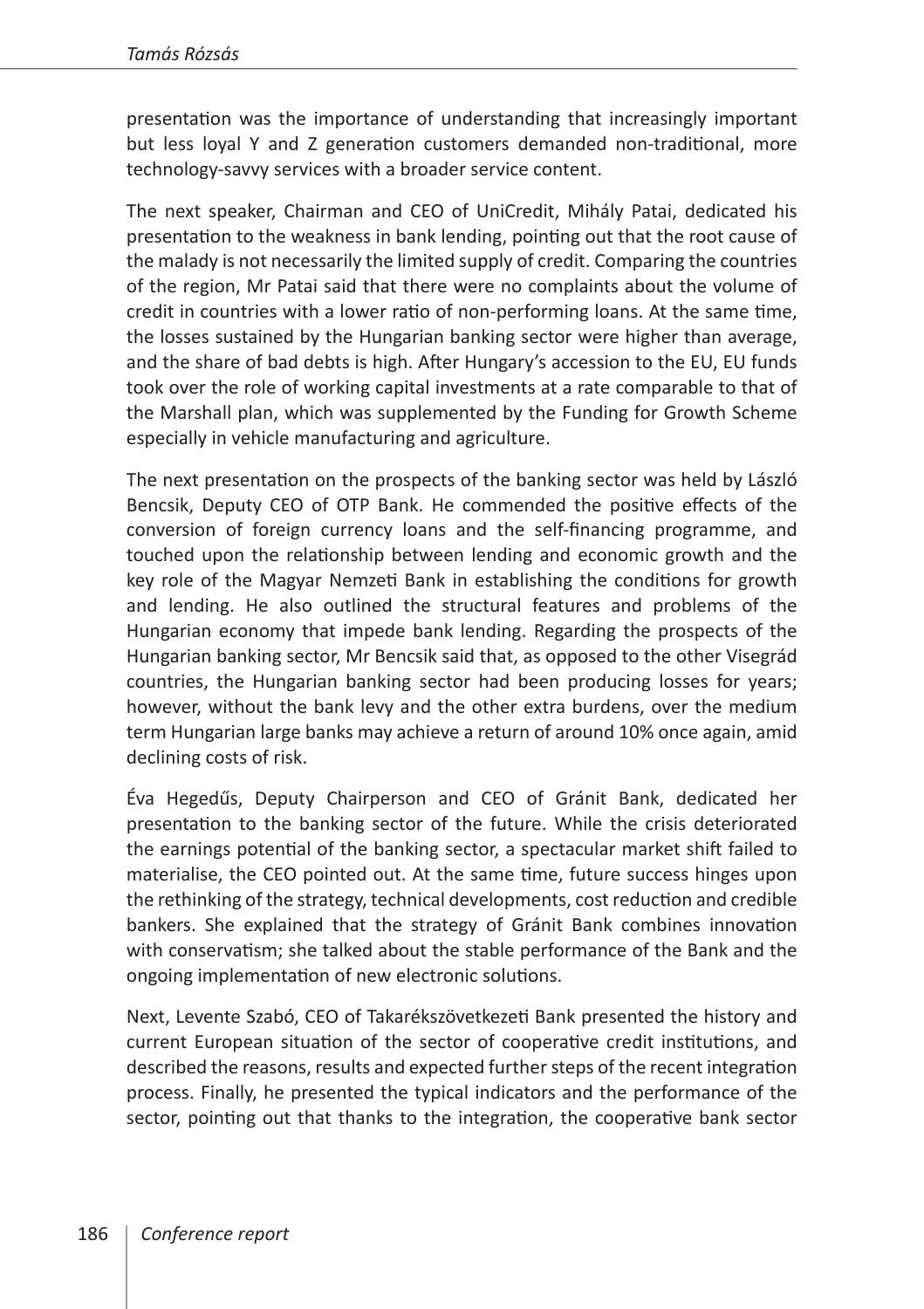presentation was the importance of understanding that increasingly important but less loyal Y and Z generation customers demanded non-traditional, more technology-savvy services with a broader service content.

The next speaker, Chairman and CEO of UniCredit, Mihály Patai, dedicated his presentation to the weakness in bank lending, pointing out that the root cause of the malady is not necessarily the limited supply of credit. Comparing the countries of the region, Mr Patai said that there were no complaints about the volume of credit in countries with a lower ratio of non-performing loans. At the same time, the losses sustained by the Hungarian banking sector were higher than average, and the share of bad debts is high. After Hungary's accession to the EU, EU funds took over the role of working capital investments at a rate comparable to that of the Marshall plan, which was supplemented by the Funding for Growth Scheme especially in vehicle manufacturing and agriculture.

The next presentation on the prospects of the banking sector was held by László Bencsik, Deputy CEO of OTP Bank. He commended the positive effects of the conversion of foreign currency loans and the self-financing programme, and touched upon the relationship between lending and economic growth and the key role of the Magyar Nemzeti Bank in establishing the conditions for growth and lending. He also outlined the structural features and problems of the Hungarian economy that impede bank lending. Regarding the prospects of the Hungarian banking sector, Mr Bencsik said that, as opposed to the other Visegrád countries, the Hungarian banking sector had been producing losses for years; however, without the bank levy and the other extra burdens, over the medium term Hungarian large banks may achieve a return of around 10% once again, amid declining costs of risk.

Éva Hegedűs, Deputy Chairperson and CEO of Gránit Bank, dedicated her presentation to the banking sector of the future. While the crisis deteriorated the earnings potential of the banking sector, a spectacular market shift failed to materialise, the CEO pointed out. At the same time, future success hinges upon the rethinking of the strategy, technical developments, cost reduction and credible bankers. She explained that the strategy of Gránit Bank combines innovation with conservatism; she talked about the stable performance of the Bank and the ongoing implementation of new electronic solutions.

Next, Levente Szabó, CEO of Takarékszövetkezeti Bank presented the history and current European situation of the sector of cooperative credit institutions, and described the reasons, results and expected further steps of the recent integration process. Finally, he presented the typical indicators and the performance of the sector, pointing out that thanks to the integration, the cooperative bank sector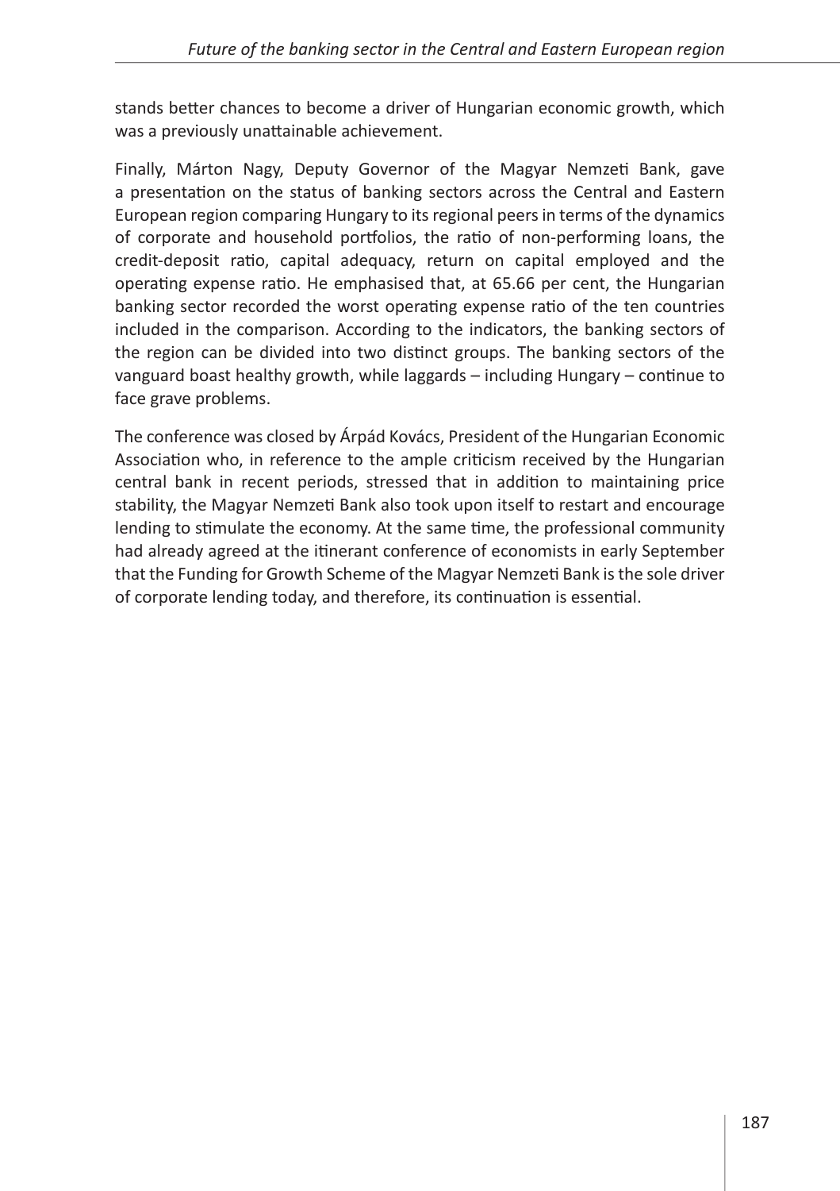stands better chances to become a driver of Hungarian economic growth, which was a previously unattainable achievement.

Finally, Márton Nagy, Deputy Governor of the Magyar Nemzeti Bank, gave a presentation on the status of banking sectors across the Central and Eastern European region comparing Hungary to its regional peers in terms of the dynamics of corporate and household portfolios, the ratio of non-performing loans, the credit-deposit ratio, capital adequacy, return on capital employed and the operating expense ratio. He emphasised that, at 65.66 per cent, the Hungarian banking sector recorded the worst operating expense ratio of the ten countries included in the comparison. According to the indicators, the banking sectors of the region can be divided into two distinct groups. The banking sectors of the vanguard boast healthy growth, while laggards – including Hungary – continue to face grave problems.

The conference was closed by Árpád Kovács, President of the Hungarian Economic Association who, in reference to the ample criticism received by the Hungarian central bank in recent periods, stressed that in addition to maintaining price stability, the Magyar Nemzeti Bank also took upon itself to restart and encourage lending to stimulate the economy. At the same time, the professional community had already agreed at the itinerant conference of economists in early September that the Funding for Growth Scheme of the Magyar Nemzeti Bank is the sole driver of corporate lending today, and therefore, its continuation is essential.